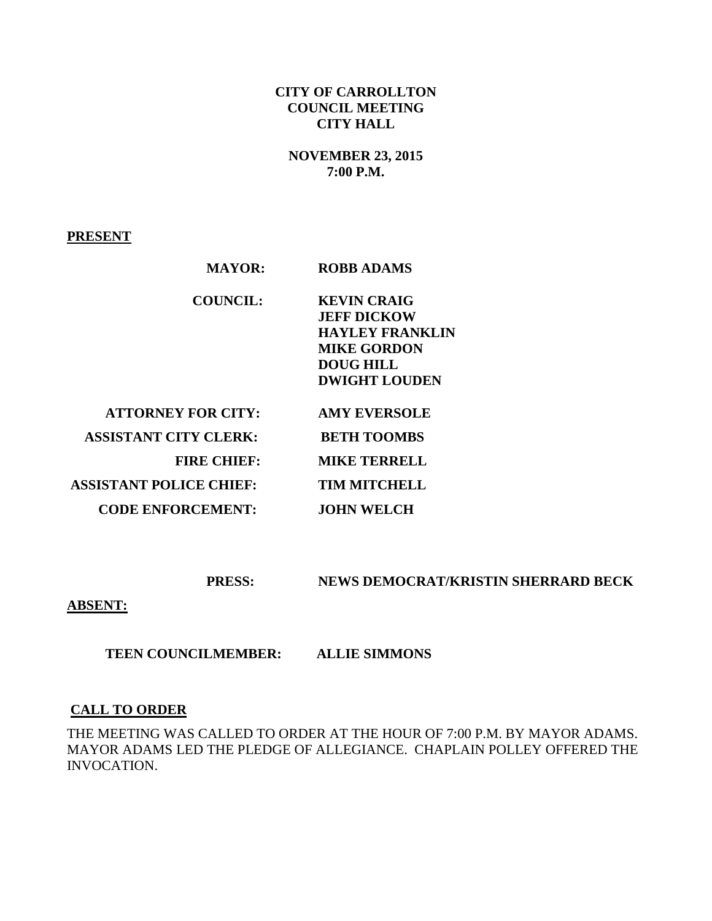**CITY OF CARROLLTON**
**COUNCIL MEETING**
**CITY HALL**

**NOVEMBER 23, 2015**
**7:00 P.M.**

**PRESENT**

| | |
|---|---|
| **MAYOR:** | **ROBB ADAMS** |
| **COUNCIL:** | **KEVIN CRAIG**<br>**JEFF DICKOW**<br>**HAYLEY FRANKLIN**<br>**MIKE GORDON**<br>**DOUG HILL**<br>**DWIGHT LOUDEN** |
| **ATTORNEY FOR CITY:** | **AMY EVERSOLE** |
| **ASSISTANT CITY CLERK:** | **BETH TOOMBS** |
| **FIRE CHIEF:** | **MIKE TERRELL** |
| **ASSISTANT POLICE CHIEF:** | **TIM MITCHELL** |
| **CODE ENFORCEMENT:** | **JOHN WELCH** |
| **PRESS:** | **NEWS DEMOCRAT/KRISTIN SHERRARD BECK** |

**ABSENT:**

| | |
|---|---|
| **TEEN COUNCILMEMBER:** | **ALLIE SIMMONS** |

**CALL TO ORDER**

THE MEETING WAS CALLED TO ORDER AT THE HOUR OF 7:00 P.M. BY MAYOR ADAMS. MAYOR ADAMS LED THE PLEDGE OF ALLEGIANCE. CHAPLAIN POLLEY OFFERED THE INVOCATION.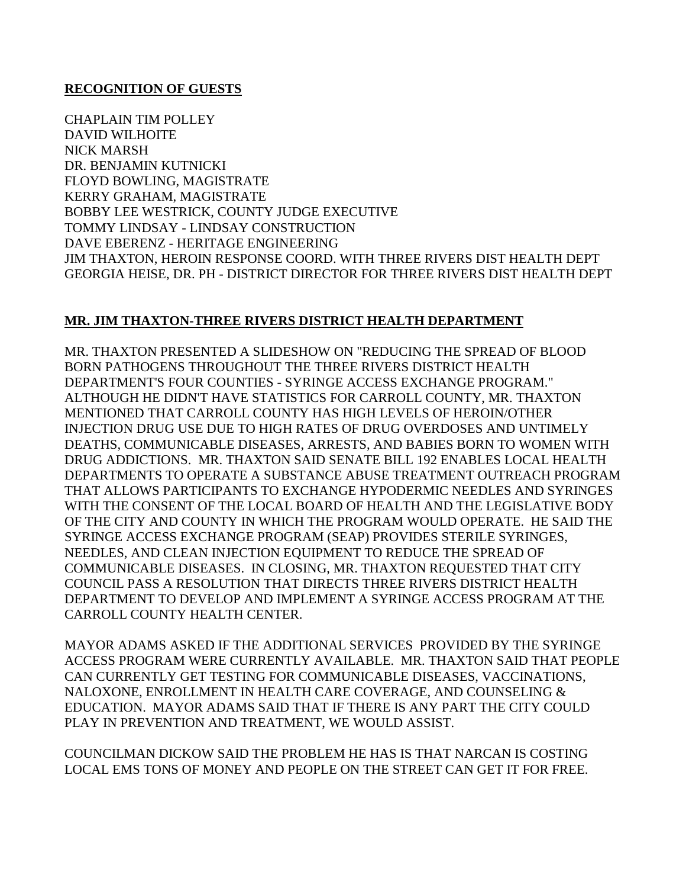**RECOGNITION OF GUESTS**

CHAPLAIN TIM POLLEY
DAVID WILHOITE
NICK MARSH
DR. BENJAMIN KUTNICKI
FLOYD BOWLING, MAGISTRATE
KERRY GRAHAM, MAGISTRATE
BOBBY LEE WESTRICK, COUNTY JUDGE EXECUTIVE
TOMMY LINDSAY - LINDSAY CONSTRUCTION
DAVE EBERENZ - HERITAGE ENGINEERING
JIM THAXTON, HEROIN RESPONSE COORD. WITH THREE RIVERS DIST HEALTH DEPT
GEORGIA HEISE, DR. PH - DISTRICT DIRECTOR FOR THREE RIVERS DIST HEALTH DEPT

**MR. JIM THAXTON-THREE RIVERS DISTRICT HEALTH DEPARTMENT**

MR. THAXTON PRESENTED A SLIDESHOW ON "REDUCING THE SPREAD OF BLOOD BORN PATHOGENS THROUGHOUT THE THREE RIVERS DISTRICT HEALTH DEPARTMENT'S FOUR COUNTIES - SYRINGE ACCESS EXCHANGE PROGRAM." ALTHOUGH HE DIDN'T HAVE STATISTICS FOR CARROLL COUNTY, MR. THAXTON MENTIONED THAT CARROLL COUNTY HAS HIGH LEVELS OF HEROIN/OTHER INJECTION DRUG USE DUE TO HIGH RATES OF DRUG OVERDOSES AND UNTIMELY DEATHS, COMMUNICABLE DISEASES, ARRESTS, AND BABIES BORN TO WOMEN WITH DRUG ADDICTIONS. MR. THAXTON SAID SENATE BILL 192 ENABLES LOCAL HEALTH DEPARTMENTS TO OPERATE A SUBSTANCE ABUSE TREATMENT OUTREACH PROGRAM THAT ALLOWS PARTICIPANTS TO EXCHANGE HYPODERMIC NEEDLES AND SYRINGES WITH THE CONSENT OF THE LOCAL BOARD OF HEALTH AND THE LEGISLATIVE BODY OF THE CITY AND COUNTY IN WHICH THE PROGRAM WOULD OPERATE. HE SAID THE SYRINGE ACCESS EXCHANGE PROGRAM (SEAP) PROVIDES STERILE SYRINGES, NEEDLES, AND CLEAN INJECTION EQUIPMENT TO REDUCE THE SPREAD OF COMMUNICABLE DISEASES. IN CLOSING, MR. THAXTON REQUESTED THAT CITY COUNCIL PASS A RESOLUTION THAT DIRECTS THREE RIVERS DISTRICT HEALTH DEPARTMENT TO DEVELOP AND IMPLEMENT A SYRINGE ACCESS PROGRAM AT THE CARROLL COUNTY HEALTH CENTER.

MAYOR ADAMS ASKED IF THE ADDITIONAL SERVICES PROVIDED BY THE SYRINGE ACCESS PROGRAM WERE CURRENTLY AVAILABLE. MR. THAXTON SAID THAT PEOPLE CAN CURRENTLY GET TESTING FOR COMMUNICABLE DISEASES, VACCINATIONS, NALOXONE, ENROLLMENT IN HEALTH CARE COVERAGE, AND COUNSELING & EDUCATION. MAYOR ADAMS SAID THAT IF THERE IS ANY PART THE CITY COULD PLAY IN PREVENTION AND TREATMENT, WE WOULD ASSIST.

COUNCILMAN DICKOW SAID THE PROBLEM HE HAS IS THAT NARCAN IS COSTING LOCAL EMS TONS OF MONEY AND PEOPLE ON THE STREET CAN GET IT FOR FREE.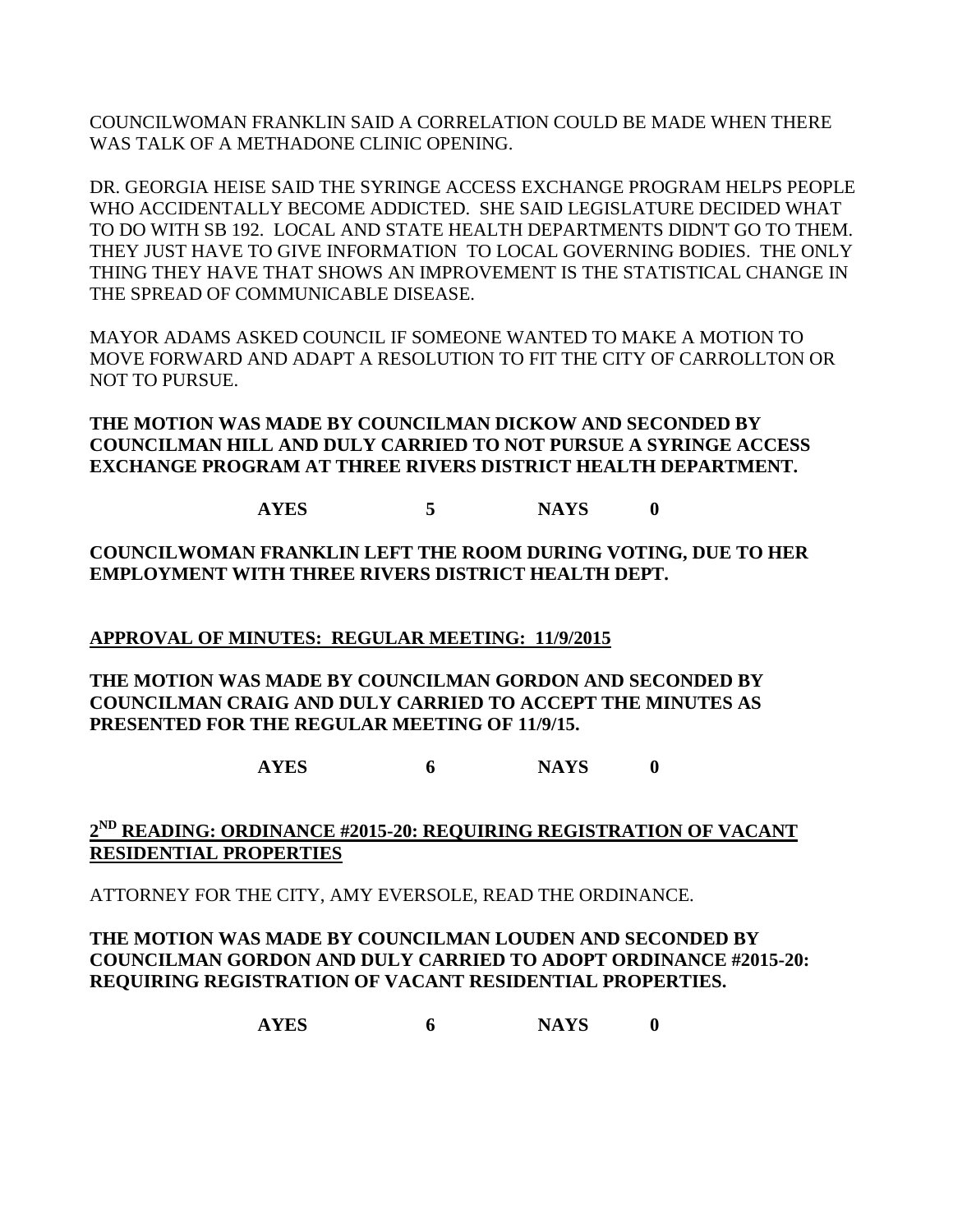COUNCILWOMAN FRANKLIN SAID A CORRELATION COULD BE MADE WHEN THERE WAS TALK OF A METHADONE CLINIC OPENING.

DR. GEORGIA HEISE SAID THE SYRINGE ACCESS EXCHANGE PROGRAM HELPS PEOPLE WHO ACCIDENTALLY BECOME ADDICTED. SHE SAID LEGISLATURE DECIDED WHAT TO DO WITH SB 192. LOCAL AND STATE HEALTH DEPARTMENTS DIDN'T GO TO THEM. THEY JUST HAVE TO GIVE INFORMATION TO LOCAL GOVERNING BODIES. THE ONLY THING THEY HAVE THAT SHOWS AN IMPROVEMENT IS THE STATISTICAL CHANGE IN THE SPREAD OF COMMUNICABLE DISEASE.

MAYOR ADAMS ASKED COUNCIL IF SOMEONE WANTED TO MAKE A MOTION TO MOVE FORWARD AND ADAPT A RESOLUTION TO FIT THE CITY OF CARROLLTON OR NOT TO PURSUE.

**THE MOTION WAS MADE BY COUNCILMAN DICKOW AND SECONDED BY COUNCILMAN HILL AND DULY CARRIED TO NOT PURSUE A SYRINGE ACCESS EXCHANGE PROGRAM AT THREE RIVERS DISTRICT HEALTH DEPARTMENT.**

**AYES 5 NAYS 0**

**COUNCILWOMAN FRANKLIN LEFT THE ROOM DURING VOTING, DUE TO HER EMPLOYMENT WITH THREE RIVERS DISTRICT HEALTH DEPT.**

**APPROVAL OF MINUTES: REGULAR MEETING: 11/9/2015**

**THE MOTION WAS MADE BY COUNCILMAN GORDON AND SECONDED BY COUNCILMAN CRAIG AND DULY CARRIED TO ACCEPT THE MINUTES AS PRESENTED FOR THE REGULAR MEETING OF 11/9/15.**

**AYES 6 NAYS 0**

**2ND READING: ORDINANCE #2015-20: REQUIRING REGISTRATION OF VACANT RESIDENTIAL PROPERTIES**

ATTORNEY FOR THE CITY, AMY EVERSOLE, READ THE ORDINANCE.

**THE MOTION WAS MADE BY COUNCILMAN LOUDEN AND SECONDED BY COUNCILMAN GORDON AND DULY CARRIED TO ADOPT ORDINANCE #2015-20: REQUIRING REGISTRATION OF VACANT RESIDENTIAL PROPERTIES.**

**AYES 6 NAYS 0**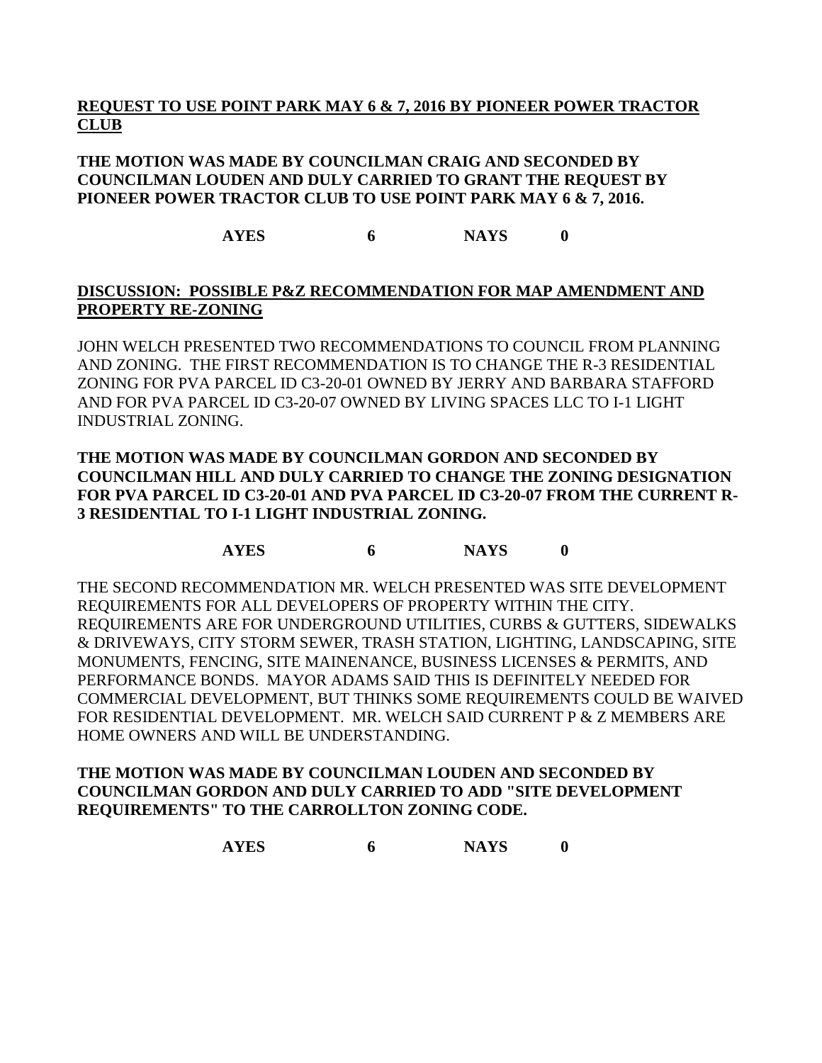**<u>REQUEST TO USE POINT PARK MAY 6 & 7, 2016 BY PIONEER POWER TRACTOR CLUB</u>**

**THE MOTION WAS MADE BY COUNCILMAN CRAIG AND SECONDED BY COUNCILMAN LOUDEN AND DULY CARRIED TO GRANT THE REQUEST BY PIONEER POWER TRACTOR CLUB TO USE POINT PARK MAY 6 & 7, 2016.**

**AYES 6 NAYS 0**

**<u>DISCUSSION: POSSIBLE P&Z RECOMMENDATION FOR MAP AMENDMENT AND PROPERTY RE-ZONING</u>**

JOHN WELCH PRESENTED TWO RECOMMENDATIONS TO COUNCIL FROM PLANNING AND ZONING. THE FIRST RECOMMENDATION IS TO CHANGE THE R-3 RESIDENTIAL ZONING FOR PVA PARCEL ID C3-20-01 OWNED BY JERRY AND BARBARA STAFFORD AND FOR PVA PARCEL ID C3-20-07 OWNED BY LIVING SPACES LLC TO I-1 LIGHT INDUSTRIAL ZONING.

**THE MOTION WAS MADE BY COUNCILMAN GORDON AND SECONDED BY COUNCILMAN HILL AND DULY CARRIED TO CHANGE THE ZONING DESIGNATION FOR PVA PARCEL ID C3-20-01 AND PVA PARCEL ID C3-20-07 FROM THE CURRENT R-3 RESIDENTIAL TO I-1 LIGHT INDUSTRIAL ZONING.**

**AYES 6 NAYS 0**

THE SECOND RECOMMENDATION MR. WELCH PRESENTED WAS SITE DEVELOPMENT REQUIREMENTS FOR ALL DEVELOPERS OF PROPERTY WITHIN THE CITY. REQUIREMENTS ARE FOR UNDERGROUND UTILITIES, CURBS & GUTTERS, SIDEWALKS & DRIVEWAYS, CITY STORM SEWER, TRASH STATION, LIGHTING, LANDSCAPING, SITE MONUMENTS, FENCING, SITE MAINENANCE, BUSINESS LICENSES & PERMITS, AND PERFORMANCE BONDS. MAYOR ADAMS SAID THIS IS DEFINITELY NEEDED FOR COMMERCIAL DEVELOPMENT, BUT THINKS SOME REQUIREMENTS COULD BE WAIVED FOR RESIDENTIAL DEVELOPMENT. MR. WELCH SAID CURRENT P & Z MEMBERS ARE HOME OWNERS AND WILL BE UNDERSTANDING.

**THE MOTION WAS MADE BY COUNCILMAN LOUDEN AND SECONDED BY COUNCILMAN GORDON AND DULY CARRIED TO ADD "SITE DEVELOPMENT REQUIREMENTS" TO THE CARROLLTON ZONING CODE.**

**AYES 6 NAYS 0**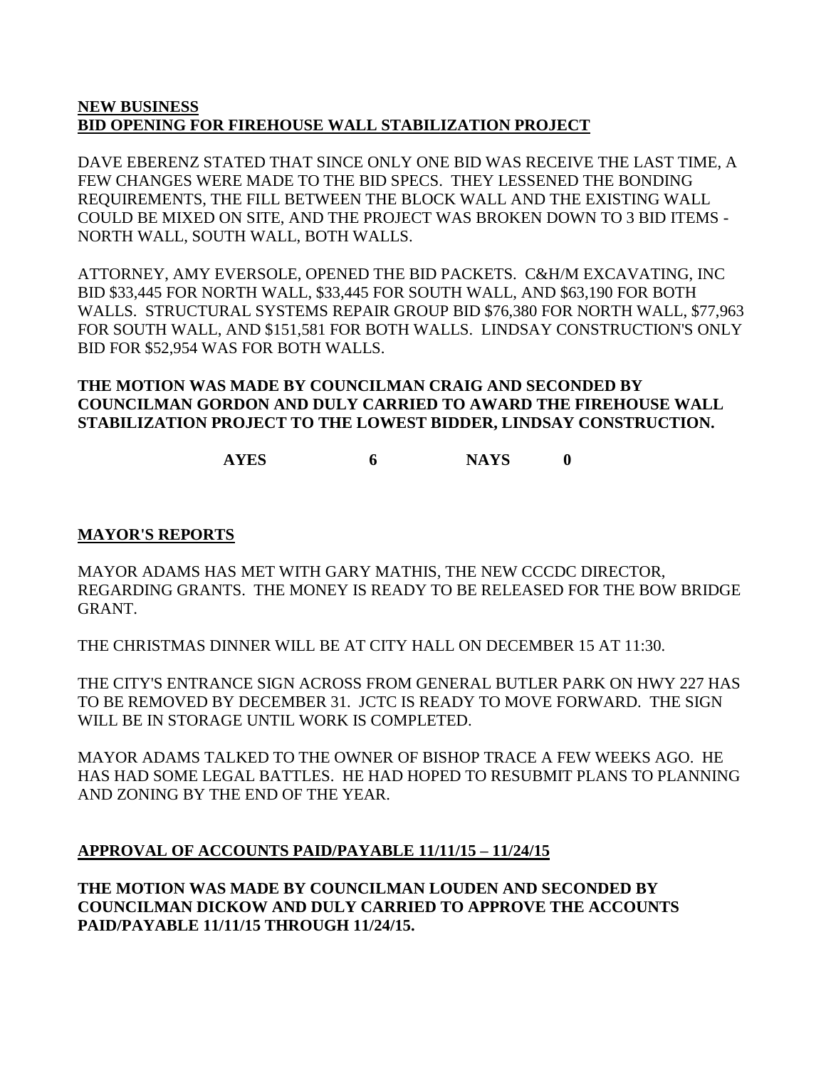**NEW BUSINESS**
**BID OPENING FOR FIREHOUSE WALL STABILIZATION PROJECT**

DAVE EBERENZ STATED THAT SINCE ONLY ONE BID WAS RECEIVE THE LAST TIME, A FEW CHANGES WERE MADE TO THE BID SPECS. THEY LESSENED THE BONDING REQUIREMENTS, THE FILL BETWEEN THE BLOCK WALL AND THE EXISTING WALL COULD BE MIXED ON SITE, AND THE PROJECT WAS BROKEN DOWN TO 3 BID ITEMS - NORTH WALL, SOUTH WALL, BOTH WALLS.

ATTORNEY, AMY EVERSOLE, OPENED THE BID PACKETS. C&H/M EXCAVATING, INC BID $33,445 FOR NORTH WALL, $33,445 FOR SOUTH WALL, AND $63,190 FOR BOTH WALLS. STRUCTURAL SYSTEMS REPAIR GROUP BID $76,380 FOR NORTH WALL, $77,963 FOR SOUTH WALL, AND $151,581 FOR BOTH WALLS. LINDSAY CONSTRUCTION'S ONLY BID FOR $52,954 WAS FOR BOTH WALLS.

**THE MOTION WAS MADE BY COUNCILMAN CRAIG AND SECONDED BY COUNCILMAN GORDON AND DULY CARRIED TO AWARD THE FIREHOUSE WALL STABILIZATION PROJECT TO THE LOWEST BIDDER, LINDSAY CONSTRUCTION.**

**AYES 6 NAYS 0**

**MAYOR'S REPORTS**

MAYOR ADAMS HAS MET WITH GARY MATHIS, THE NEW CCCDC DIRECTOR, REGARDING GRANTS. THE MONEY IS READY TO BE RELEASED FOR THE BOW BRIDGE GRANT.

THE CHRISTMAS DINNER WILL BE AT CITY HALL ON DECEMBER 15 AT 11:30.

THE CITY'S ENTRANCE SIGN ACROSS FROM GENERAL BUTLER PARK ON HWY 227 HAS TO BE REMOVED BY DECEMBER 31. JCTC IS READY TO MOVE FORWARD. THE SIGN WILL BE IN STORAGE UNTIL WORK IS COMPLETED.

MAYOR ADAMS TALKED TO THE OWNER OF BISHOP TRACE A FEW WEEKS AGO. HE HAS HAD SOME LEGAL BATTLES. HE HAD HOPED TO RESUBMIT PLANS TO PLANNING AND ZONING BY THE END OF THE YEAR.

**APPROVAL OF ACCOUNTS PAID/PAYABLE 11/11/15 – 11/24/15**

**THE MOTION WAS MADE BY COUNCILMAN LOUDEN AND SECONDED BY COUNCILMAN DICKOW AND DULY CARRIED TO APPROVE THE ACCOUNTS PAID/PAYABLE 11/11/15 THROUGH 11/24/15.**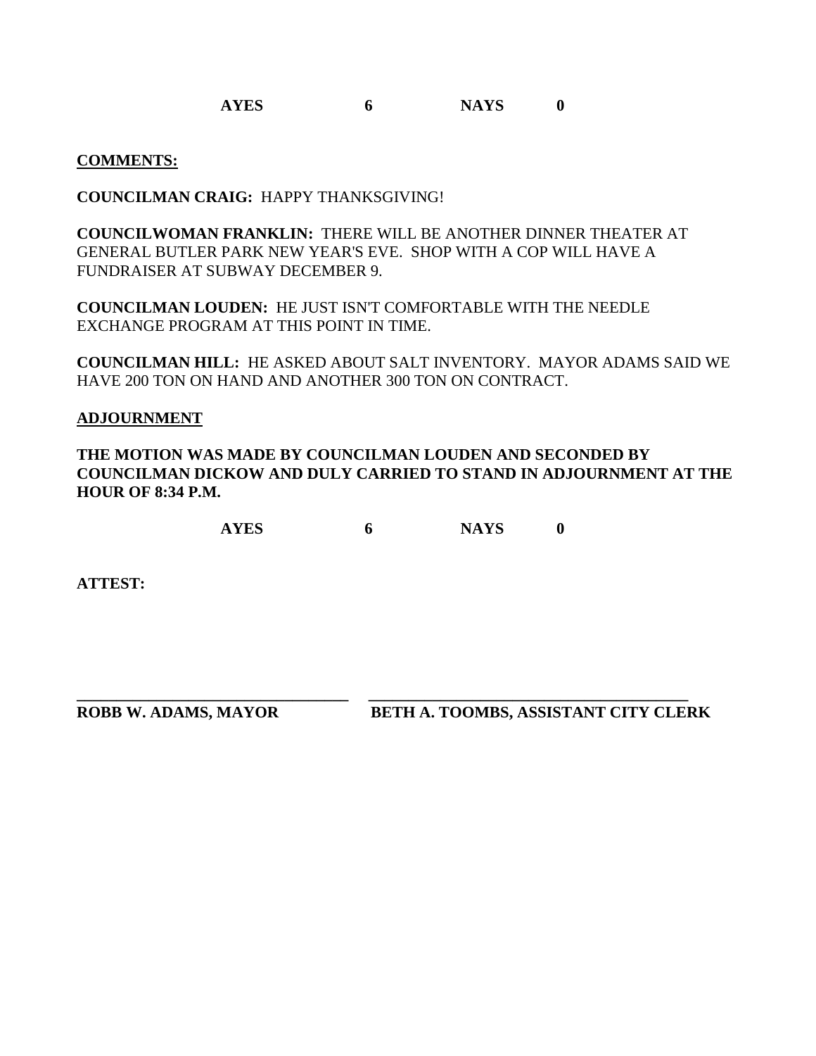**AYES 6 NAYS 0**

**COMMENTS:**

**COUNCILMAN CRAIG:** HAPPY THANKSGIVING!

**COUNCILWOMAN FRANKLIN:** THERE WILL BE ANOTHER DINNER THEATER AT GENERAL BUTLER PARK NEW YEAR'S EVE. SHOP WITH A COP WILL HAVE A FUNDRAISER AT SUBWAY DECEMBER 9.

**COUNCILMAN LOUDEN:** HE JUST ISN'T COMFORTABLE WITH THE NEEDLE EXCHANGE PROGRAM AT THIS POINT IN TIME.

**COUNCILMAN HILL:** HE ASKED ABOUT SALT INVENTORY. MAYOR ADAMS SAID WE HAVE 200 TON ON HAND AND ANOTHER 300 TON ON CONTRACT.

**ADJOURNMENT**

**THE MOTION WAS MADE BY COUNCILMAN LOUDEN AND SECONDED BY COUNCILMAN DICKOW AND DULY CARRIED TO STAND IN ADJOURNMENT AT THE HOUR OF 8:34 P.M.**

**AYES 6 NAYS 0**

**ATTEST:**

\_\_\_\_\_\_\_\_\_\_\_\_\_\_\_\_\_\_\_\_\_\_\_\_\_\_\_\_\_\_\_\_\_\_\_\_
**ROBB W. ADAMS, MAYOR**

\_\_\_\_\_\_\_\_\_\_\_\_\_\_\_\_\_\_\_\_\_\_\_\_\_\_\_\_\_\_\_\_\_\_\_\_
**BETH A. TOOMBS, ASSISTANT CITY CLERK**